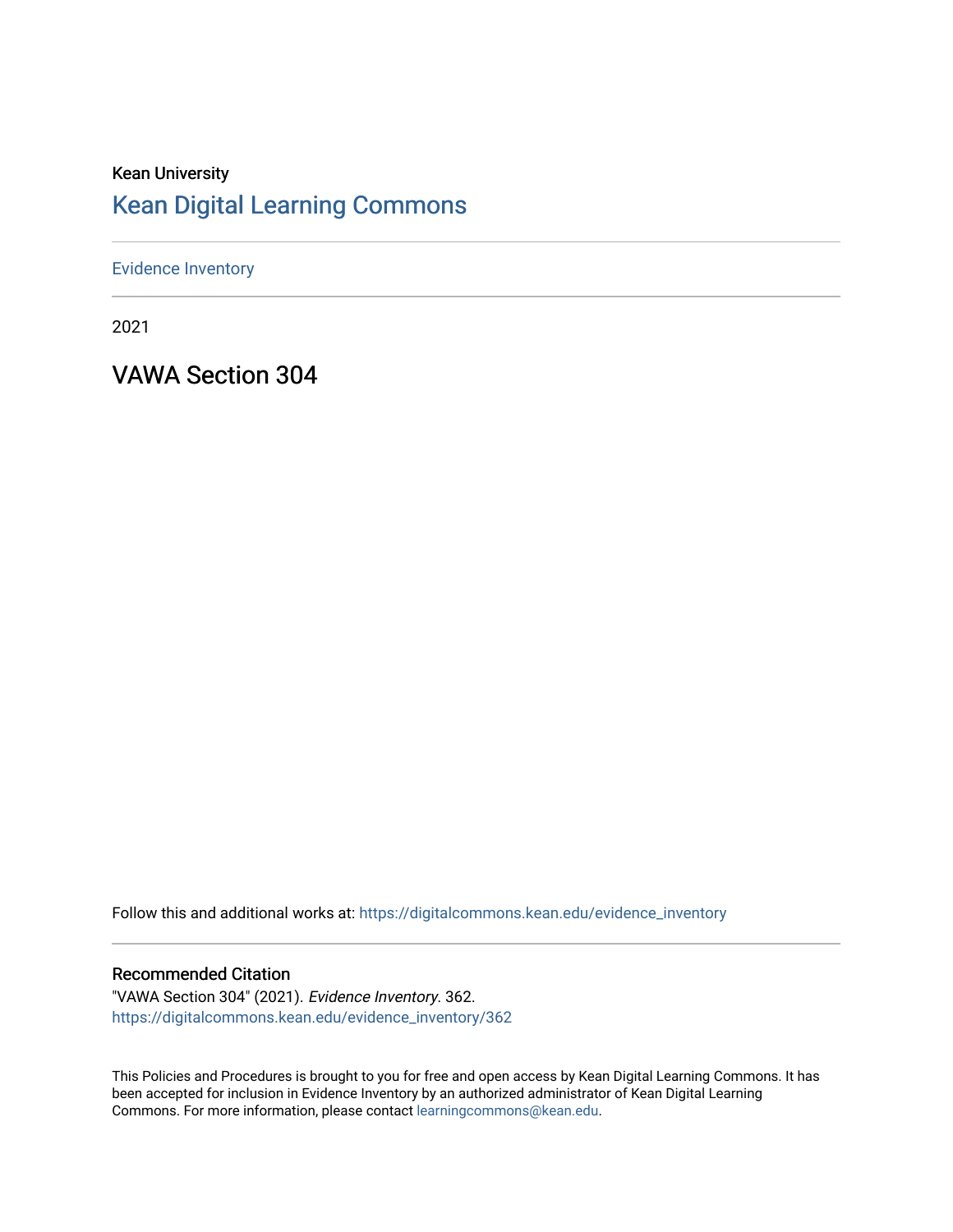Kean University

# Kean Digital Learning Commons

Evidence Inventory

2021

## VAWA Section 304

Follow this and additional works at: https://digitalcommons.kean.edu/evidence_inventory

### Recommended Citation

"VAWA Section 304" (2021). *Evidence Inventory*. 362.
https://digitalcommons.kean.edu/evidence_inventory/362

This Policies and Procedures is brought to you for free and open access by Kean Digital Learning Commons. It has been accepted for inclusion in Evidence Inventory by an authorized administrator of Kean Digital Learning Commons. For more information, please contact learningcommons@kean.edu.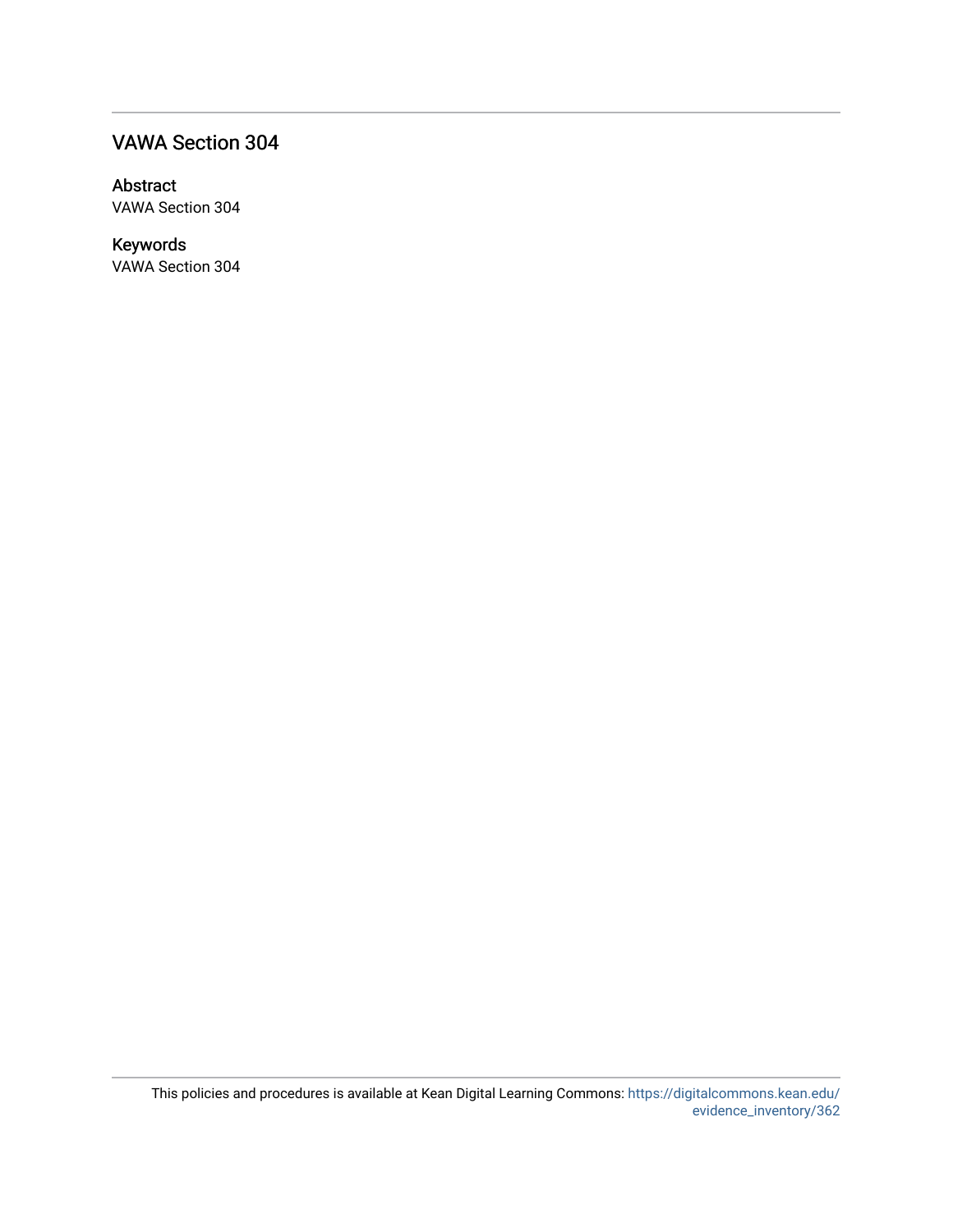## VAWA Section 304

### Abstract

VAWA Section 304

### Keywords

VAWA Section 304

This policies and procedures is available at Kean Digital Learning Commons: https://digitalcommons.kean.edu/evidence_inventory/362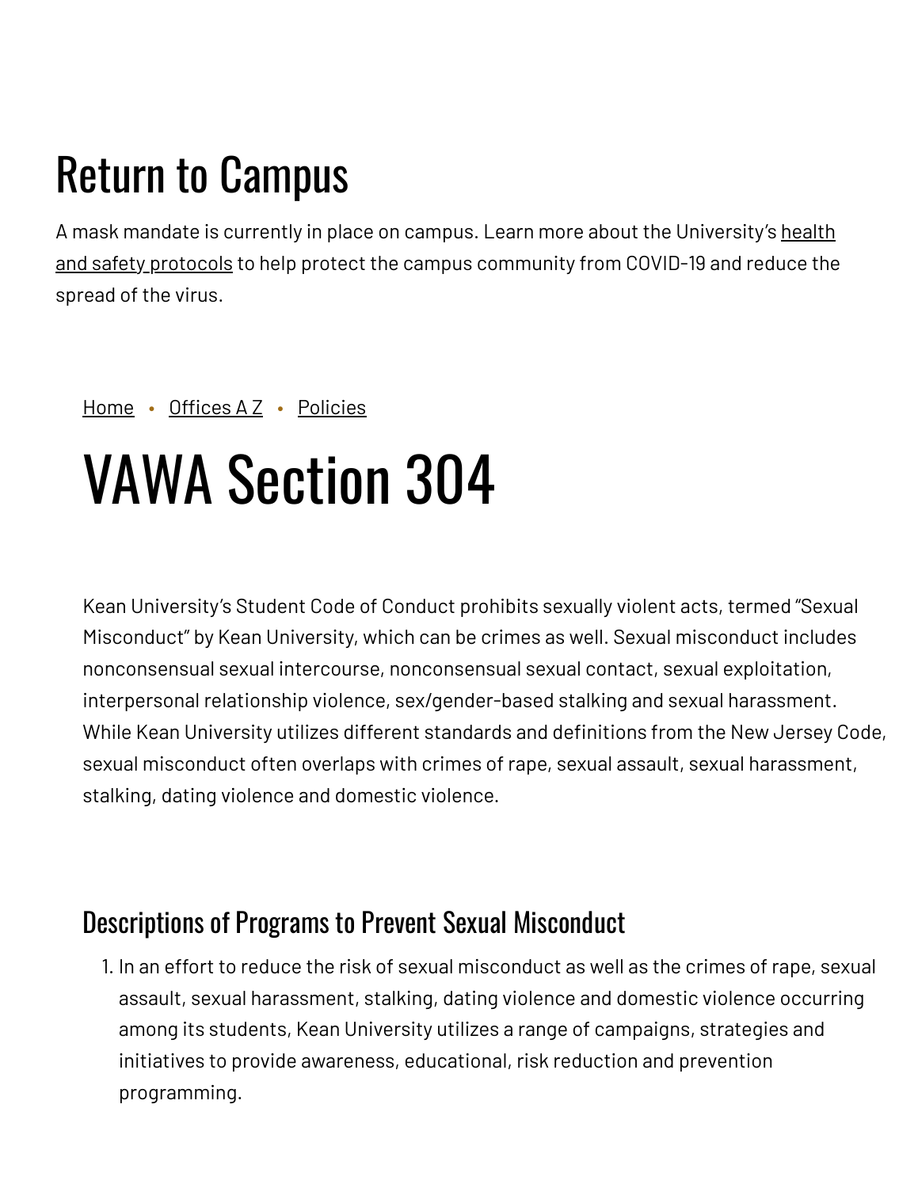# Return to Campus

A mask mandate is currently in place on campus. Learn more about the University's health and safety protocols to help protect the campus community from COVID-19 and reduce the spread of the virus.

Home • Offices A Z • Policies

# VAWA Section 304

Kean University's Student Code of Conduct prohibits sexually violent acts, termed "Sexual Misconduct" by Kean University, which can be crimes as well. Sexual misconduct includes nonconsensual sexual intercourse, nonconsensual sexual contact, sexual exploitation, interpersonal relationship violence, sex/gender-based stalking and sexual harassment. While Kean University utilizes different standards and definitions from the New Jersey Code, sexual misconduct often overlaps with crimes of rape, sexual assault, sexual harassment, stalking, dating violence and domestic violence.

## Descriptions of Programs to Prevent Sexual Misconduct

1. In an effort to reduce the risk of sexual misconduct as well as the crimes of rape, sexual assault, sexual harassment, stalking, dating violence and domestic violence occurring among its students, Kean University utilizes a range of campaigns, strategies and initiatives to provide awareness, educational, risk reduction and prevention programming.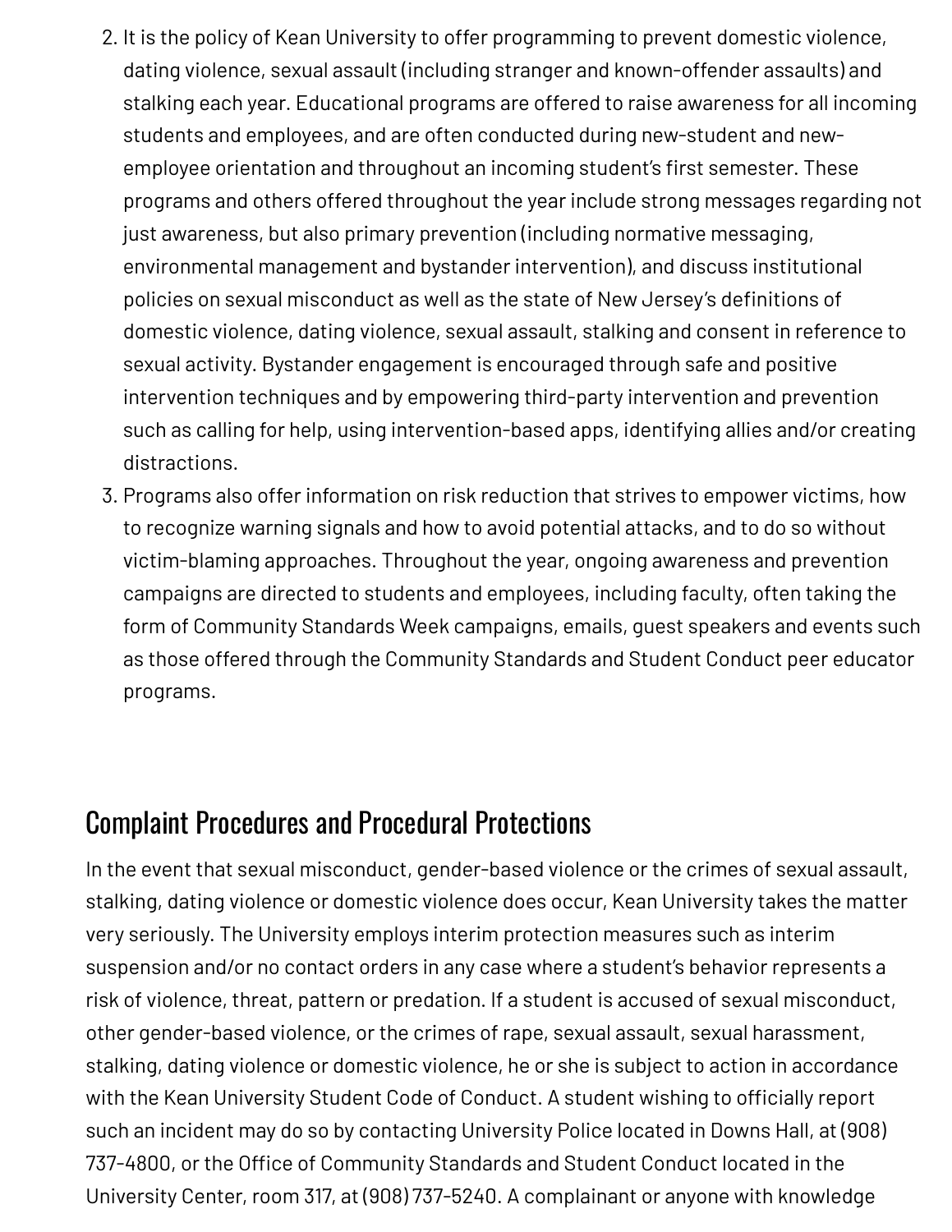2. It is the policy of Kean University to offer programming to prevent domestic violence, dating violence, sexual assault (including stranger and known-offender assaults) and stalking each year. Educational programs are offered to raise awareness for all incoming students and employees, and are often conducted during new-student and new-employee orientation and throughout an incoming student's first semester. These programs and others offered throughout the year include strong messages regarding not just awareness, but also primary prevention (including normative messaging, environmental management and bystander intervention), and discuss institutional policies on sexual misconduct as well as the state of New Jersey's definitions of domestic violence, dating violence, sexual assault, stalking and consent in reference to sexual activity. Bystander engagement is encouraged through safe and positive intervention techniques and by empowering third-party intervention and prevention such as calling for help, using intervention-based apps, identifying allies and/or creating distractions.
3. Programs also offer information on risk reduction that strives to empower victims, how to recognize warning signals and how to avoid potential attacks, and to do so without victim-blaming approaches. Throughout the year, ongoing awareness and prevention campaigns are directed to students and employees, including faculty, often taking the form of Community Standards Week campaigns, emails, guest speakers and events such as those offered through the Community Standards and Student Conduct peer educator programs.

## Complaint Procedures and Procedural Protections

In the event that sexual misconduct, gender-based violence or the crimes of sexual assault, stalking, dating violence or domestic violence does occur, Kean University takes the matter very seriously. The University employs interim protection measures such as interim suspension and/or no contact orders in any case where a student's behavior represents a risk of violence, threat, pattern or predation. If a student is accused of sexual misconduct, other gender-based violence, or the crimes of rape, sexual assault, sexual harassment, stalking, dating violence or domestic violence, he or she is subject to action in accordance with the Kean University Student Code of Conduct. A student wishing to officially report such an incident may do so by contacting University Police located in Downs Hall, at (908) 737-4800, or the Office of Community Standards and Student Conduct located in the University Center, room 317, at (908) 737-5240. A complainant or anyone with knowledge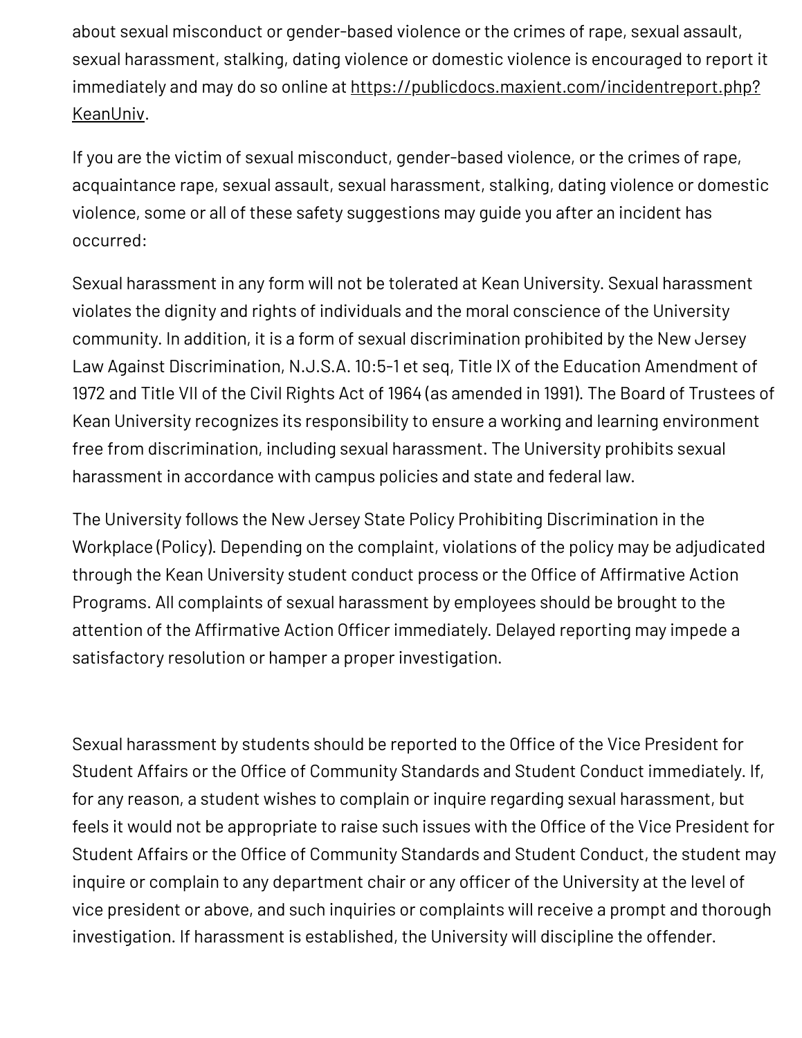about sexual misconduct or gender-based violence or the crimes of rape, sexual assault, sexual harassment, stalking, dating violence or domestic violence is encouraged to report it immediately and may do so online at [https://publicdocs.maxient.com/incidentreport.php?KeanUniv](https://publicdocs.maxient.com/incidentreport.php?KeanUniv).

If you are the victim of sexual misconduct, gender-based violence, or the crimes of rape, acquaintance rape, sexual assault, sexual harassment, stalking, dating violence or domestic violence, some or all of these safety suggestions may guide you after an incident has occurred:

Sexual harassment in any form will not be tolerated at Kean University. Sexual harassment violates the dignity and rights of individuals and the moral conscience of the University community. In addition, it is a form of sexual discrimination prohibited by the New Jersey Law Against Discrimination, N.J.S.A. 10:5-1 et seq, Title IX of the Education Amendment of 1972 and Title VII of the Civil Rights Act of 1964 (as amended in 1991). The Board of Trustees of Kean University recognizes its responsibility to ensure a working and learning environment free from discrimination, including sexual harassment. The University prohibits sexual harassment in accordance with campus policies and state and federal law.

The University follows the New Jersey State Policy Prohibiting Discrimination in the Workplace (Policy). Depending on the complaint, violations of the policy may be adjudicated through the Kean University student conduct process or the Office of Affirmative Action Programs. All complaints of sexual harassment by employees should be brought to the attention of the Affirmative Action Officer immediately. Delayed reporting may impede a satisfactory resolution or hamper a proper investigation.

Sexual harassment by students should be reported to the Office of the Vice President for Student Affairs or the Office of Community Standards and Student Conduct immediately. If, for any reason, a student wishes to complain or inquire regarding sexual harassment, but feels it would not be appropriate to raise such issues with the Office of the Vice President for Student Affairs or the Office of Community Standards and Student Conduct, the student may inquire or complain to any department chair or any officer of the University at the level of vice president or above, and such inquiries or complaints will receive a prompt and thorough investigation. If harassment is established, the University will discipline the offender.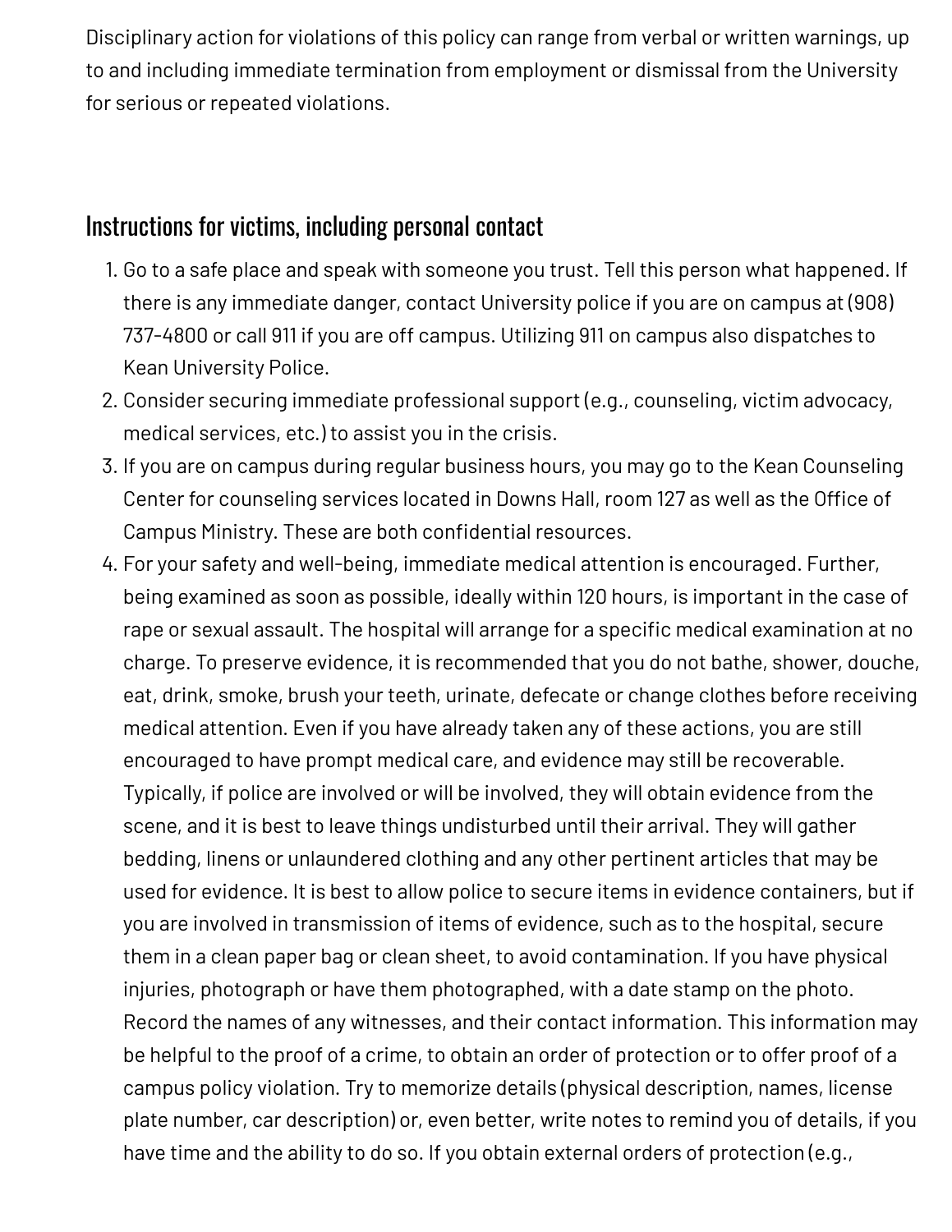Disciplinary action for violations of this policy can range from verbal or written warnings, up to and including immediate termination from employment or dismissal from the University for serious or repeated violations.

## Instructions for victims, including personal contact

1. Go to a safe place and speak with someone you trust. Tell this person what happened. If there is any immediate danger, contact University police if you are on campus at (908) 737-4800 or call 911 if you are off campus. Utilizing 911 on campus also dispatches to Kean University Police.
2. Consider securing immediate professional support (e.g., counseling, victim advocacy, medical services, etc.) to assist you in the crisis.
3. If you are on campus during regular business hours, you may go to the Kean Counseling Center for counseling services located in Downs Hall, room 127 as well as the Office of Campus Ministry. These are both confidential resources.
4. For your safety and well-being, immediate medical attention is encouraged. Further, being examined as soon as possible, ideally within 120 hours, is important in the case of rape or sexual assault. The hospital will arrange for a specific medical examination at no charge. To preserve evidence, it is recommended that you do not bathe, shower, douche, eat, drink, smoke, brush your teeth, urinate, defecate or change clothes before receiving medical attention. Even if you have already taken any of these actions, you are still encouraged to have prompt medical care, and evidence may still be recoverable. Typically, if police are involved or will be involved, they will obtain evidence from the scene, and it is best to leave things undisturbed until their arrival. They will gather bedding, linens or unlaundered clothing and any other pertinent articles that may be used for evidence. It is best to allow police to secure items in evidence containers, but if you are involved in transmission of items of evidence, such as to the hospital, secure them in a clean paper bag or clean sheet, to avoid contamination. If you have physical injuries, photograph or have them photographed, with a date stamp on the photo. Record the names of any witnesses, and their contact information. This information may be helpful to the proof of a crime, to obtain an order of protection or to offer proof of a campus policy violation. Try to memorize details (physical description, names, license plate number, car description) or, even better, write notes to remind you of details, if you have time and the ability to do so. If you obtain external orders of protection (e.g.,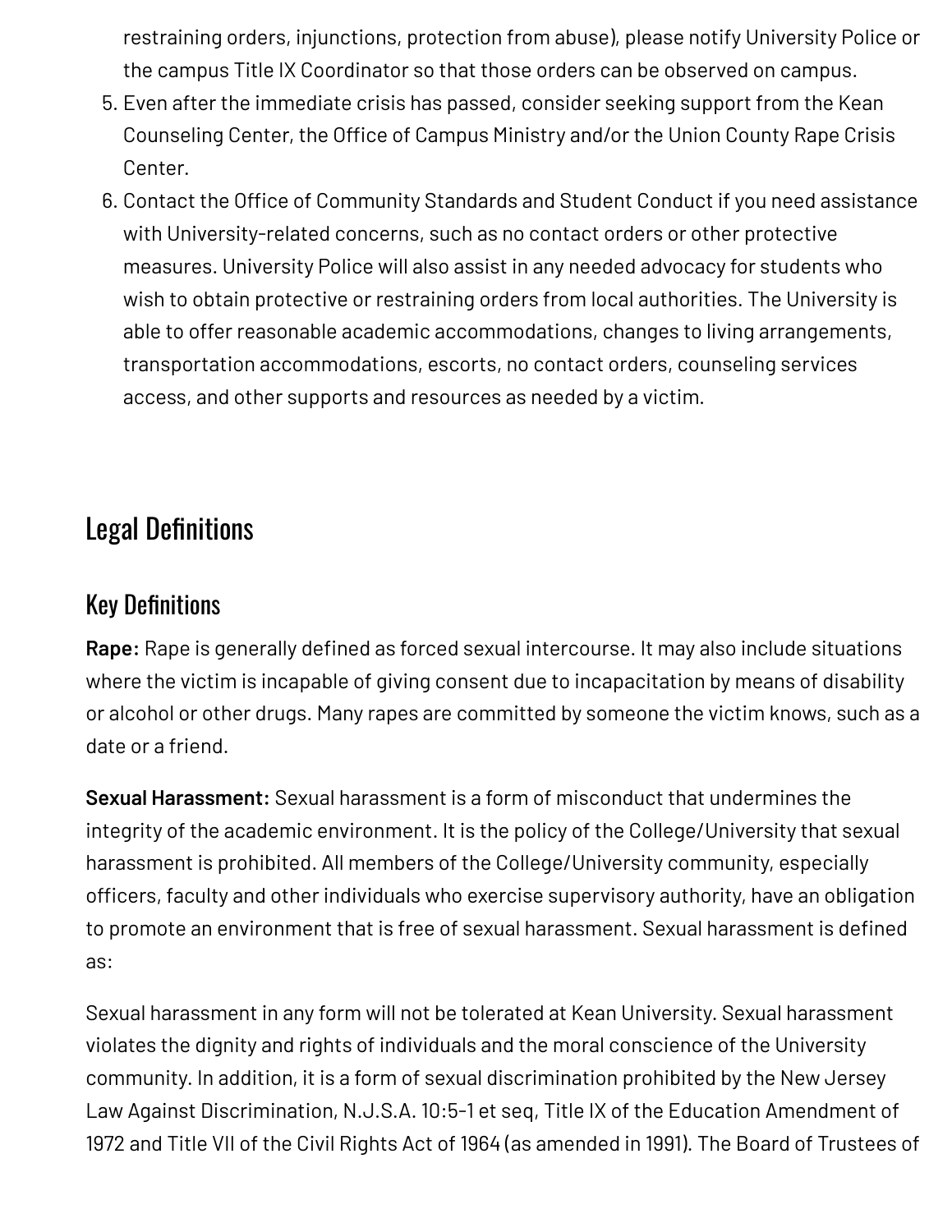restraining orders, injunctions, protection from abuse), please notify University Police or the campus Title IX Coordinator so that those orders can be observed on campus.

5. Even after the immediate crisis has passed, consider seeking support from the Kean Counseling Center, the Office of Campus Ministry and/or the Union County Rape Crisis Center.
6. Contact the Office of Community Standards and Student Conduct if you need assistance with University-related concerns, such as no contact orders or other protective measures. University Police will also assist in any needed advocacy for students who wish to obtain protective or restraining orders from local authorities. The University is able to offer reasonable academic accommodations, changes to living arrangements, transportation accommodations, escorts, no contact orders, counseling services access, and other supports and resources as needed by a victim.

## Legal Definitions

### Key Definitions

**Rape:** Rape is generally defined as forced sexual intercourse. It may also include situations where the victim is incapable of giving consent due to incapacitation by means of disability or alcohol or other drugs. Many rapes are committed by someone the victim knows, such as a date or a friend.

**Sexual Harassment:** Sexual harassment is a form of misconduct that undermines the integrity of the academic environment. It is the policy of the College/University that sexual harassment is prohibited. All members of the College/University community, especially officers, faculty and other individuals who exercise supervisory authority, have an obligation to promote an environment that is free of sexual harassment. Sexual harassment is defined as:

Sexual harassment in any form will not be tolerated at Kean University. Sexual harassment violates the dignity and rights of individuals and the moral conscience of the University community. In addition, it is a form of sexual discrimination prohibited by the New Jersey Law Against Discrimination, N.J.S.A. 10:5-1 et seq, Title IX of the Education Amendment of 1972 and Title VII of the Civil Rights Act of 1964 (as amended in 1991). The Board of Trustees of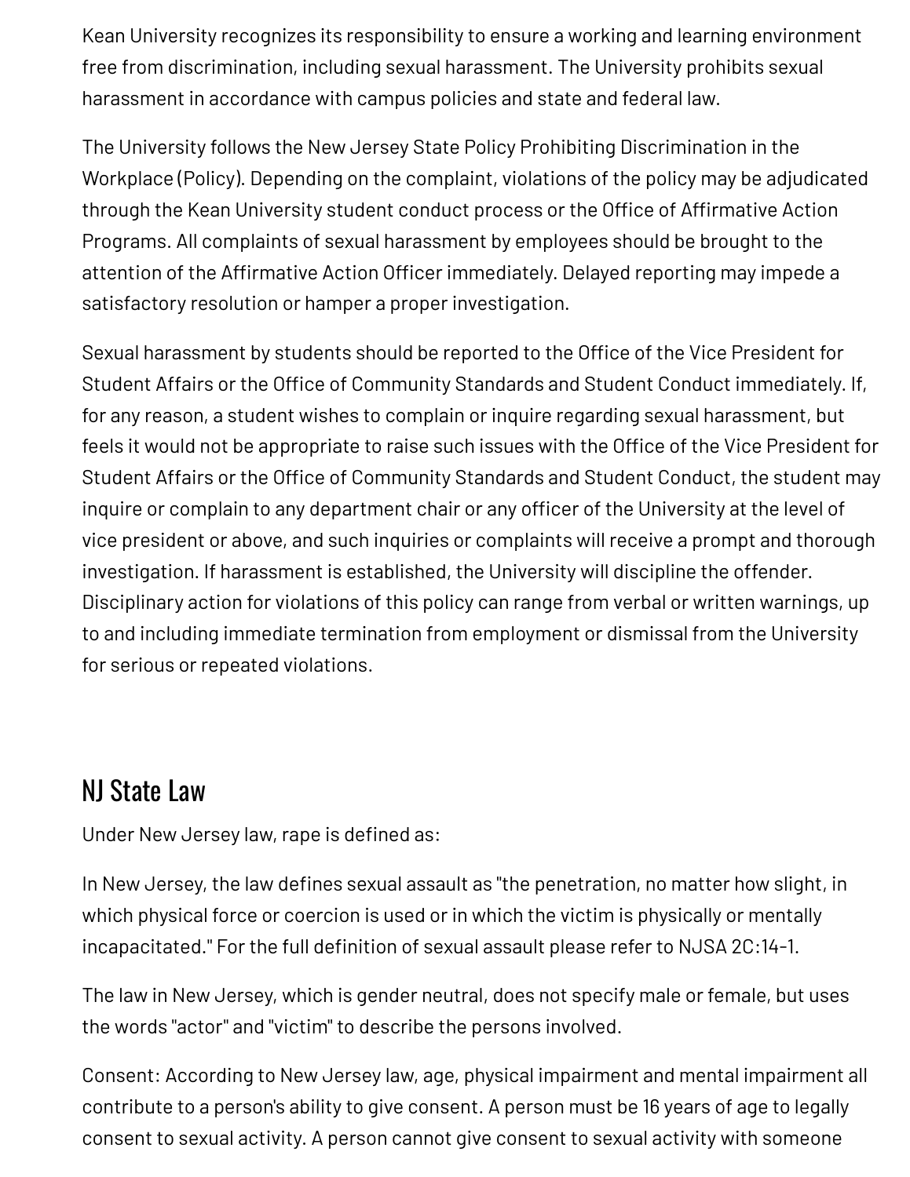Kean University recognizes its responsibility to ensure a working and learning environment free from discrimination, including sexual harassment. The University prohibits sexual harassment in accordance with campus policies and state and federal law.

The University follows the New Jersey State Policy Prohibiting Discrimination in the Workplace (Policy). Depending on the complaint, violations of the policy may be adjudicated through the Kean University student conduct process or the Office of Affirmative Action Programs. All complaints of sexual harassment by employees should be brought to the attention of the Affirmative Action Officer immediately. Delayed reporting may impede a satisfactory resolution or hamper a proper investigation.

Sexual harassment by students should be reported to the Office of the Vice President for Student Affairs or the Office of Community Standards and Student Conduct immediately. If, for any reason, a student wishes to complain or inquire regarding sexual harassment, but feels it would not be appropriate to raise such issues with the Office of the Vice President for Student Affairs or the Office of Community Standards and Student Conduct, the student may inquire or complain to any department chair or any officer of the University at the level of vice president or above, and such inquiries or complaints will receive a prompt and thorough investigation. If harassment is established, the University will discipline the offender. Disciplinary action for violations of this policy can range from verbal or written warnings, up to and including immediate termination from employment or dismissal from the University for serious or repeated violations.

## NJ State Law

Under New Jersey law, rape is defined as:

In New Jersey, the law defines sexual assault as "the penetration, no matter how slight, in which physical force or coercion is used or in which the victim is physically or mentally incapacitated." For the full definition of sexual assault please refer to NJSA 2C:14-1.

The law in New Jersey, which is gender neutral, does not specify male or female, but uses the words "actor" and "victim" to describe the persons involved.

Consent: According to New Jersey law, age, physical impairment and mental impairment all contribute to a person's ability to give consent. A person must be 16 years of age to legally consent to sexual activity. A person cannot give consent to sexual activity with someone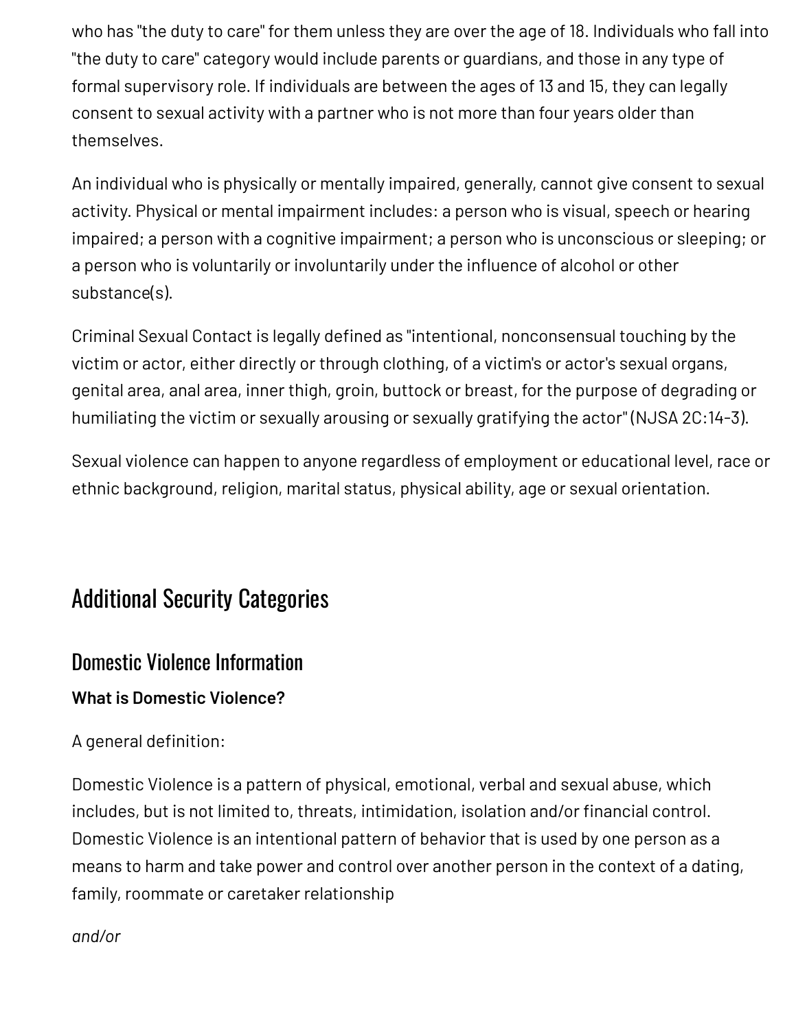who has "the duty to care" for them unless they are over the age of 18. Individuals who fall into "the duty to care" category would include parents or guardians, and those in any type of formal supervisory role. If individuals are between the ages of 13 and 15, they can legally consent to sexual activity with a partner who is not more than four years older than themselves.

An individual who is physically or mentally impaired, generally, cannot give consent to sexual activity. Physical or mental impairment includes: a person who is visual, speech or hearing impaired; a person with a cognitive impairment; a person who is unconscious or sleeping; or a person who is voluntarily or involuntarily under the influence of alcohol or other substance(s).

Criminal Sexual Contact is legally defined as "intentional, nonconsensual touching by the victim or actor, either directly or through clothing, of a victim's or actor's sexual organs, genital area, anal area, inner thigh, groin, buttock or breast, for the purpose of degrading or humiliating the victim or sexually arousing or sexually gratifying the actor" (NJSA 2C:14-3).

Sexual violence can happen to anyone regardless of employment or educational level, race or ethnic background, religion, marital status, physical ability, age or sexual orientation.

## Additional Security Categories

### Domestic Violence Information

**What is Domestic Violence?**

A general definition:

Domestic Violence is a pattern of physical, emotional, verbal and sexual abuse, which includes, but is not limited to, threats, intimidation, isolation and/or financial control. Domestic Violence is an intentional pattern of behavior that is used by one person as a means to harm and take power and control over another person in the context of a dating, family, roommate or caretaker relationship

*and/or*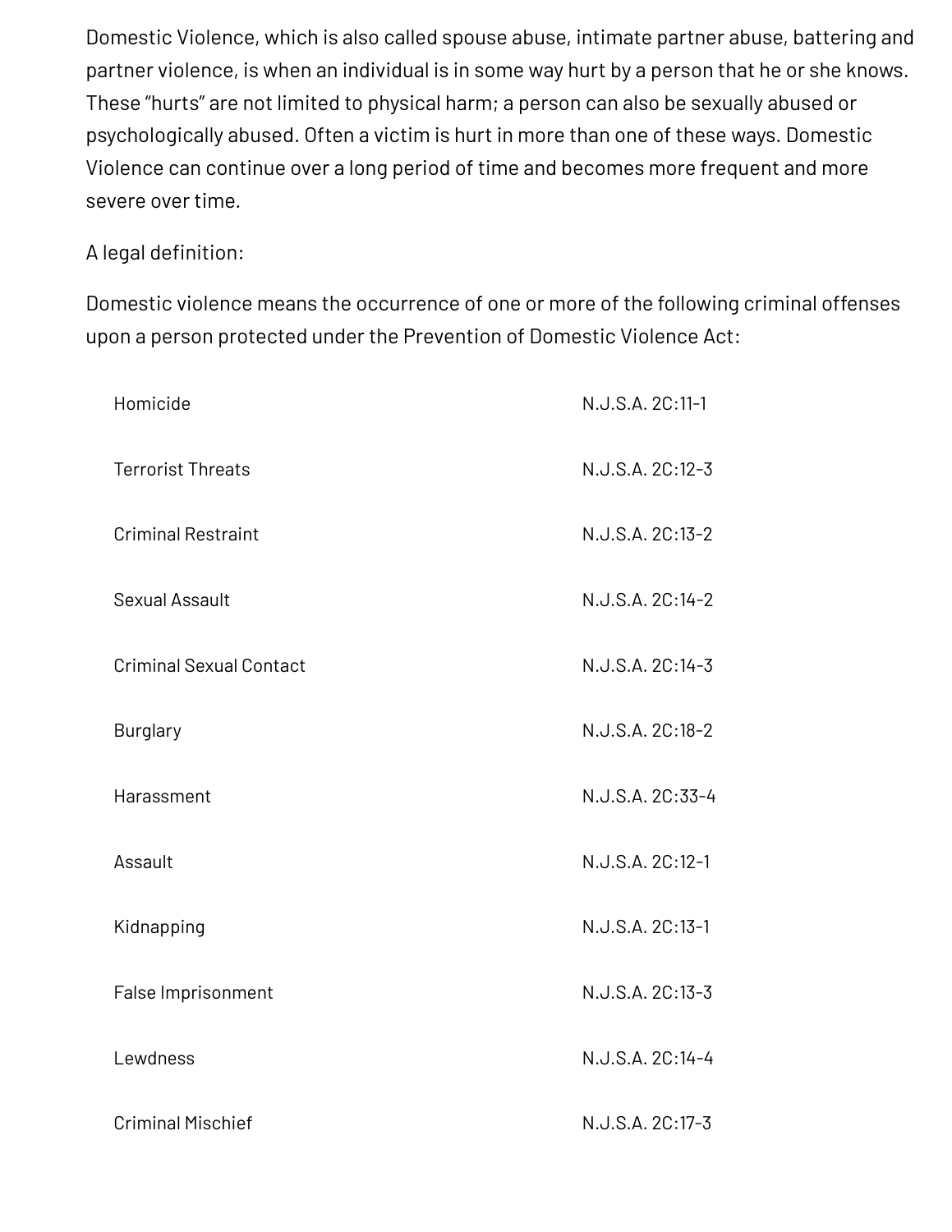Domestic Violence, which is also called spouse abuse, intimate partner abuse, battering and partner violence, is when an individual is in some way hurt by a person that he or she knows. These "hurts" are not limited to physical harm; a person can also be sexually abused or psychologically abused. Often a victim is hurt in more than one of these ways. Domestic Violence can continue over a long period of time and becomes more frequent and more severe over time.

A legal definition:

Domestic violence means the occurrence of one or more of the following criminal offenses upon a person protected under the Prevention of Domestic Violence Act:

| | |
|---|---|
| Homicide | N.J.S.A. 2C:11-1 |
| Terrorist Threats | N.J.S.A. 2C:12-3 |
| Criminal Restraint | N.J.S.A. 2C:13-2 |
| Sexual Assault | N.J.S.A. 2C:14-2 |
| Criminal Sexual Contact | N.J.S.A. 2C:14-3 |
| Burglary | N.J.S.A. 2C:18-2 |
| Harassment | N.J.S.A. 2C:33-4 |
| Assault | N.J.S.A. 2C:12-1 |
| Kidnapping | N.J.S.A. 2C:13-1 |
| False Imprisonment | N.J.S.A. 2C:13-3 |
| Lewdness | N.J.S.A. 2C:14-4 |
| Criminal Mischief | N.J.S.A. 2C:17-3 |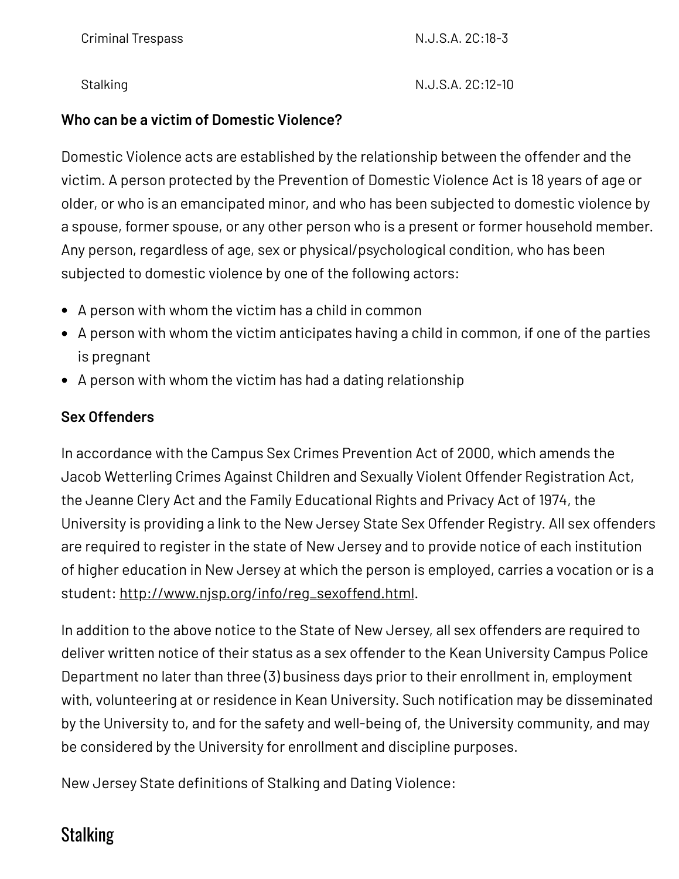| | |
|---|---|
| Criminal Trespass | N.J.S.A. 2C:18-3 |
| Stalking | N.J.S.A. 2C:12-10 |

**Who can be a victim of Domestic Violence?**

Domestic Violence acts are established by the relationship between the offender and the victim. A person protected by the Prevention of Domestic Violence Act is 18 years of age or older, or who is an emancipated minor, and who has been subjected to domestic violence by a spouse, former spouse, or any other person who is a present or former household member. Any person, regardless of age, sex or physical/psychological condition, who has been subjected to domestic violence by one of the following actors:

- A person with whom the victim has a child in common
- A person with whom the victim anticipates having a child in common, if one of the parties is pregnant
- A person with whom the victim has had a dating relationship

**Sex Offenders**

In accordance with the Campus Sex Crimes Prevention Act of 2000, which amends the Jacob Wetterling Crimes Against Children and Sexually Violent Offender Registration Act, the Jeanne Clery Act and the Family Educational Rights and Privacy Act of 1974, the University is providing a link to the New Jersey State Sex Offender Registry. All sex offenders are required to register in the state of New Jersey and to provide notice of each institution of higher education in New Jersey at which the person is employed, carries a vocation or is a student: http://www.njsp.org/info/reg_sexoffend.html.

In addition to the above notice to the State of New Jersey, all sex offenders are required to deliver written notice of their status as a sex offender to the Kean University Campus Police Department no later than three (3) business days prior to their enrollment in, employment with, volunteering at or residence in Kean University. Such notification may be disseminated by the University to, and for the safety and well-being of, the University community, and may be considered by the University for enrollment and discipline purposes.

New Jersey State definitions of Stalking and Dating Violence:

## Stalking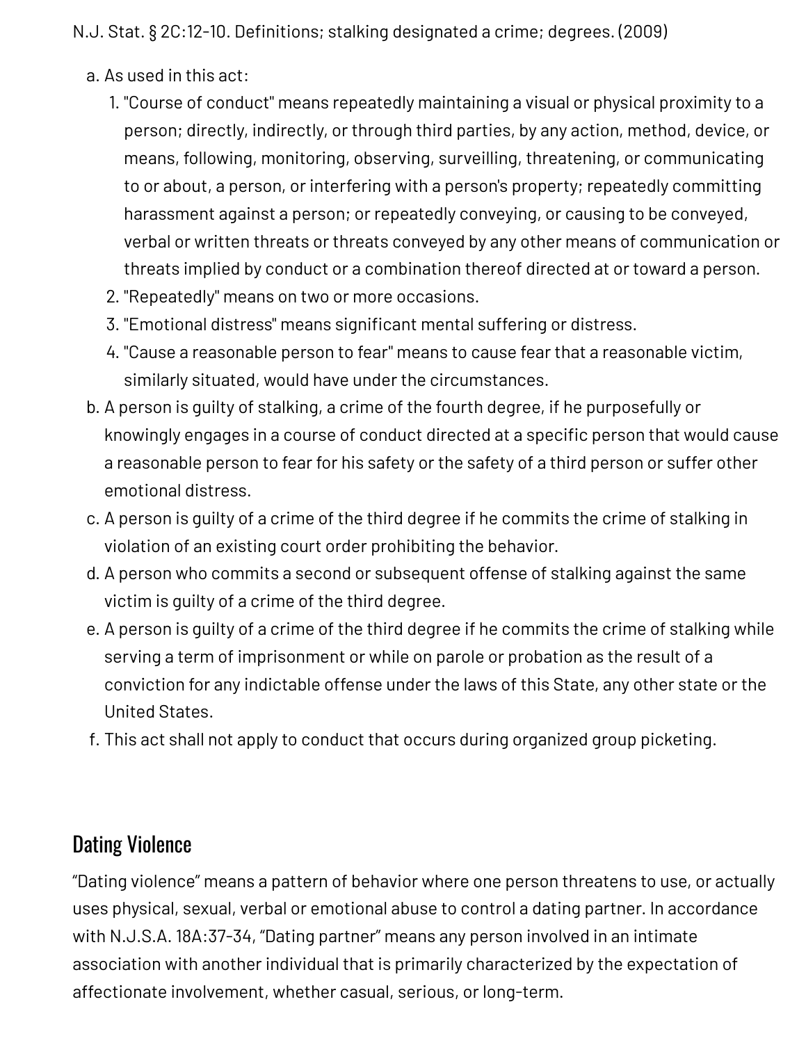N.J. Stat. § 2C:12-10. Definitions; stalking designated a crime; degrees. (2009)

a. As used in this act:
   1. "Course of conduct" means repeatedly maintaining a visual or physical proximity to a person; directly, indirectly, or through third parties, by any action, method, device, or means, following, monitoring, observing, surveilling, threatening, or communicating to or about, a person, or interfering with a person's property; repeatedly committing harassment against a person; or repeatedly conveying, or causing to be conveyed, verbal or written threats or threats conveyed by any other means of communication or threats implied by conduct or a combination thereof directed at or toward a person.
   2. "Repeatedly" means on two or more occasions.
   3. "Emotional distress" means significant mental suffering or distress.
   4. "Cause a reasonable person to fear" means to cause fear that a reasonable victim, similarly situated, would have under the circumstances.
b. A person is guilty of stalking, a crime of the fourth degree, if he purposefully or knowingly engages in a course of conduct directed at a specific person that would cause a reasonable person to fear for his safety or the safety of a third person or suffer other emotional distress.
c. A person is guilty of a crime of the third degree if he commits the crime of stalking in violation of an existing court order prohibiting the behavior.
d. A person who commits a second or subsequent offense of stalking against the same victim is guilty of a crime of the third degree.
e. A person is guilty of a crime of the third degree if he commits the crime of stalking while serving a term of imprisonment or while on parole or probation as the result of a conviction for any indictable offense under the laws of this State, any other state or the United States.
f. This act shall not apply to conduct that occurs during organized group picketing.

## Dating Violence

"Dating violence" means a pattern of behavior where one person threatens to use, or actually uses physical, sexual, verbal or emotional abuse to control a dating partner. In accordance with N.J.S.A. 18A:37-34, "Dating partner" means any person involved in an intimate association with another individual that is primarily characterized by the expectation of affectionate involvement, whether casual, serious, or long-term.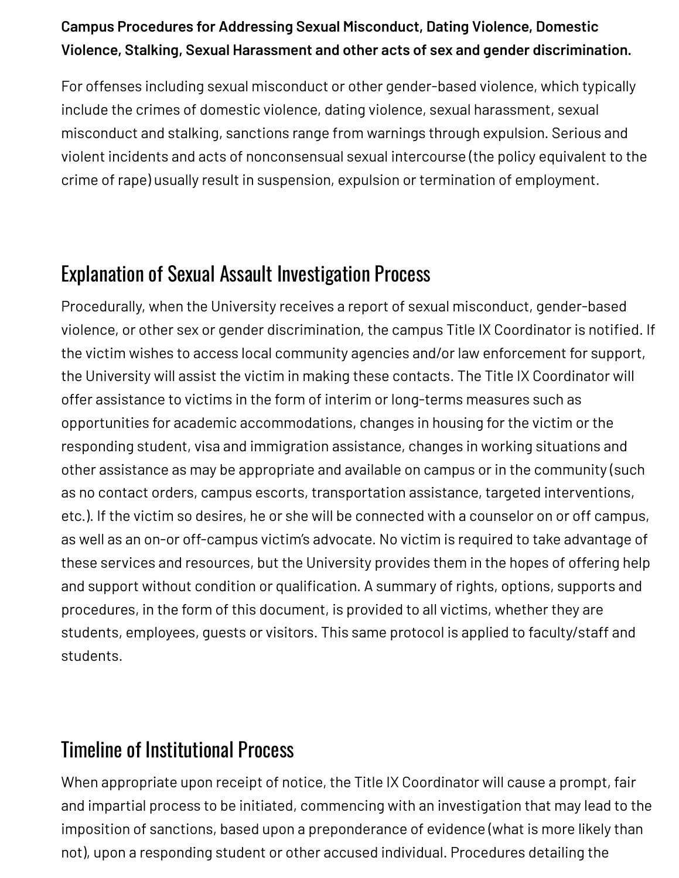**Campus Procedures for Addressing Sexual Misconduct, Dating Violence, Domestic Violence, Stalking, Sexual Harassment and other acts of sex and gender discrimination.**

For offenses including sexual misconduct or other gender-based violence, which typically include the crimes of domestic violence, dating violence, sexual harassment, sexual misconduct and stalking, sanctions range from warnings through expulsion. Serious and violent incidents and acts of nonconsensual sexual intercourse (the policy equivalent to the crime of rape) usually result in suspension, expulsion or termination of employment.

## Explanation of Sexual Assault Investigation Process

Procedurally, when the University receives a report of sexual misconduct, gender-based violence, or other sex or gender discrimination, the campus Title IX Coordinator is notified. If the victim wishes to access local community agencies and/or law enforcement for support, the University will assist the victim in making these contacts. The Title IX Coordinator will offer assistance to victims in the form of interim or long-terms measures such as opportunities for academic accommodations, changes in housing for the victim or the responding student, visa and immigration assistance, changes in working situations and other assistance as may be appropriate and available on campus or in the community (such as no contact orders, campus escorts, transportation assistance, targeted interventions, etc.). If the victim so desires, he or she will be connected with a counselor on or off campus, as well as an on-or off-campus victim's advocate. No victim is required to take advantage of these services and resources, but the University provides them in the hopes of offering help and support without condition or qualification. A summary of rights, options, supports and procedures, in the form of this document, is provided to all victims, whether they are students, employees, guests or visitors. This same protocol is applied to faculty/staff and students.

## Timeline of Institutional Process

When appropriate upon receipt of notice, the Title IX Coordinator will cause a prompt, fair and impartial process to be initiated, commencing with an investigation that may lead to the imposition of sanctions, based upon a preponderance of evidence (what is more likely than not), upon a responding student or other accused individual. Procedures detailing the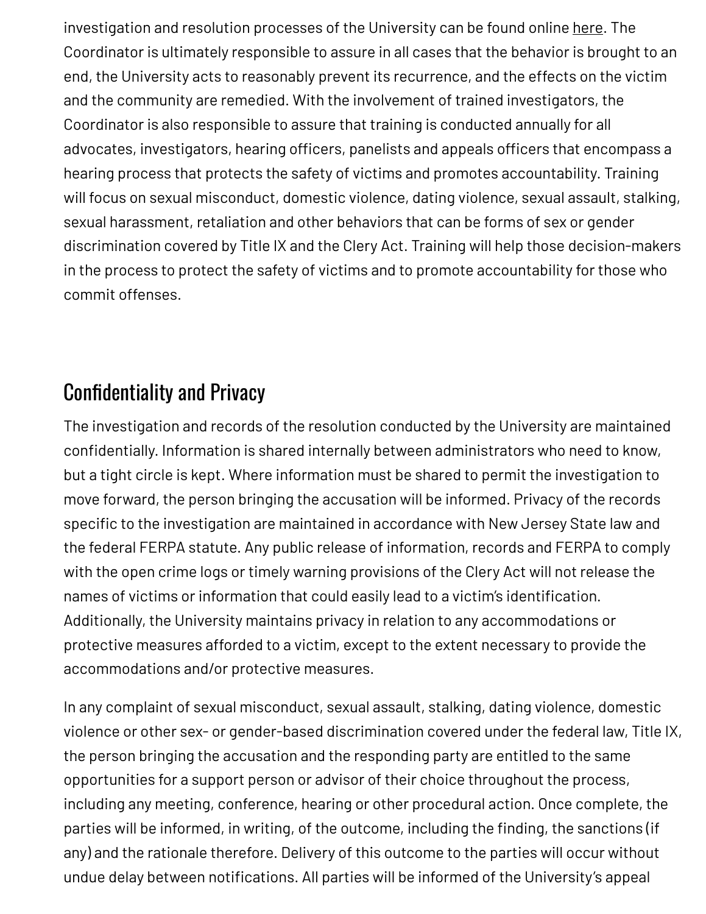investigation and resolution processes of the University can be found online here. The Coordinator is ultimately responsible to assure in all cases that the behavior is brought to an end, the University acts to reasonably prevent its recurrence, and the effects on the victim and the community are remedied. With the involvement of trained investigators, the Coordinator is also responsible to assure that training is conducted annually for all advocates, investigators, hearing officers, panelists and appeals officers that encompass a hearing process that protects the safety of victims and promotes accountability. Training will focus on sexual misconduct, domestic violence, dating violence, sexual assault, stalking, sexual harassment, retaliation and other behaviors that can be forms of sex or gender discrimination covered by Title IX and the Clery Act. Training will help those decision-makers in the process to protect the safety of victims and to promote accountability for those who commit offenses.

## Confidentiality and Privacy

The investigation and records of the resolution conducted by the University are maintained confidentially. Information is shared internally between administrators who need to know, but a tight circle is kept. Where information must be shared to permit the investigation to move forward, the person bringing the accusation will be informed. Privacy of the records specific to the investigation are maintained in accordance with New Jersey State law and the federal FERPA statute. Any public release of information, records and FERPA to comply with the open crime logs or timely warning provisions of the Clery Act will not release the names of victims or information that could easily lead to a victim's identification. Additionally, the University maintains privacy in relation to any accommodations or protective measures afforded to a victim, except to the extent necessary to provide the accommodations and/or protective measures.

In any complaint of sexual misconduct, sexual assault, stalking, dating violence, domestic violence or other sex- or gender-based discrimination covered under the federal law, Title IX, the person bringing the accusation and the responding party are entitled to the same opportunities for a support person or advisor of their choice throughout the process, including any meeting, conference, hearing or other procedural action. Once complete, the parties will be informed, in writing, of the outcome, including the finding, the sanctions (if any) and the rationale therefore. Delivery of this outcome to the parties will occur without undue delay between notifications. All parties will be informed of the University's appeal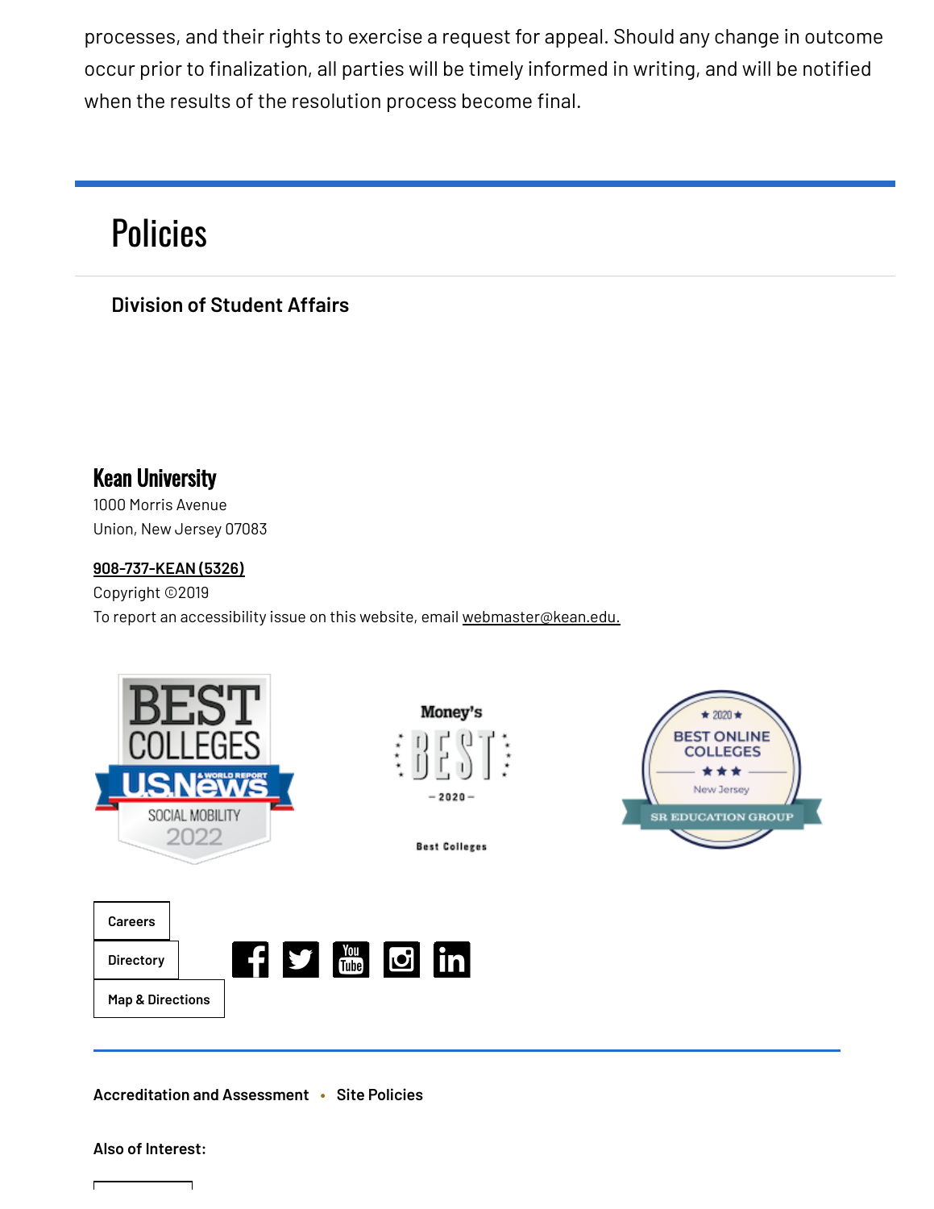processes, and their rights to exercise a request for appeal. Should any change in outcome occur prior to finalization, all parties will be timely informed in writing, and will be notified when the results of the resolution process become final.

## Policies

**Division of Student Affairs**

**Kean University**
1000 Morris Avenue
Union, New Jersey 07083

908-737-KEAN (5326)
Copyright ©2019
To report an accessibility issue on this website, email webmaster@kean.edu.

BEST COLLEGES U.S.News & WORLD REPORT SOCIAL MOBILITY 2022

Money's BEST 2020 Best Colleges

2020 BEST ONLINE COLLEGES New Jersey SR EDUCATION GROUP

Careers
Directory
Map & Directions

Accreditation and Assessment • Site Policies

**Also of Interest:**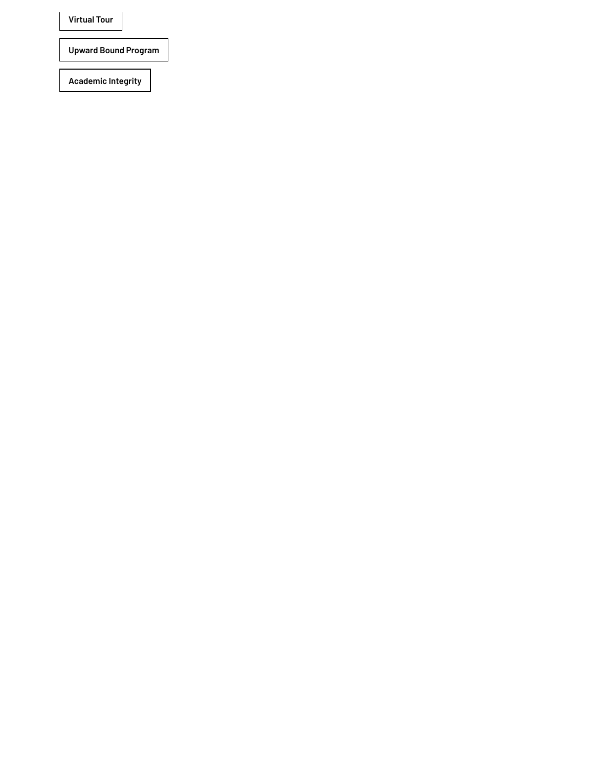Virtual Tour

Upward Bound Program

Academic Integrity